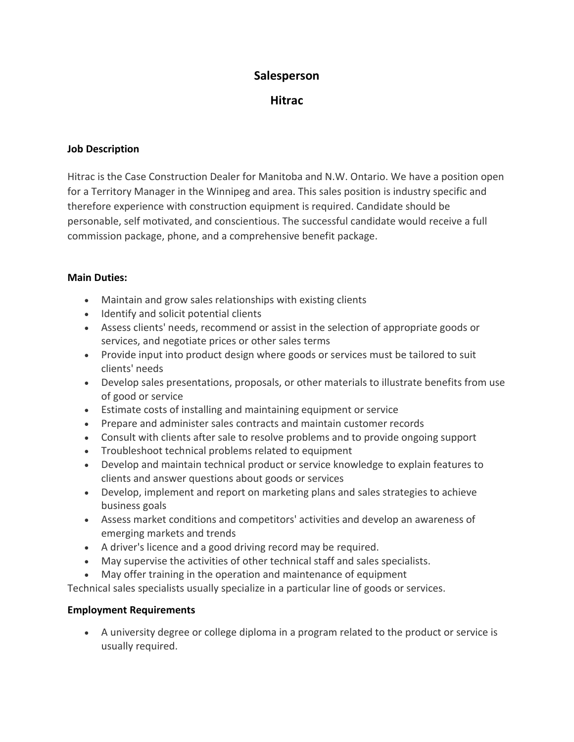# Salesperson

## Hitrac

### Job Description

Hitrac is the Case Construction Dealer for Manitoba and N.W. Ontario. We have a position open for a Territory Manager in the Winnipeg and area. This sales position is industry specific and therefore experience with construction equipment is required. Candidate should be personable, self motivated, and conscientious. The successful candidate would receive a full commission package, phone, and a comprehensive benefit package.

### Main Duties:

- Maintain and grow sales relationships with existing clients
- Identify and solicit potential clients
- Assess clients' needs, recommend or assist in the selection of appropriate goods or services, and negotiate prices or other sales terms
- Provide input into product design where goods or services must be tailored to suit clients' needs
- Develop sales presentations, proposals, or other materials to illustrate benefits from use of good or service
- Estimate costs of installing and maintaining equipment or service
- Prepare and administer sales contracts and maintain customer records
- Consult with clients after sale to resolve problems and to provide ongoing support
- Troubleshoot technical problems related to equipment
- Develop and maintain technical product or service knowledge to explain features to clients and answer questions about goods or services
- Develop, implement and report on marketing plans and sales strategies to achieve business goals
- Assess market conditions and competitors' activities and develop an awareness of emerging markets and trends
- A driver's licence and a good driving record may be required.
- May supervise the activities of other technical staff and sales specialists.
- May offer training in the operation and maintenance of equipment

Technical sales specialists usually specialize in a particular line of goods or services.

### Employment Requirements

- A university degree or college diploma in a program related to the product or service is usually required.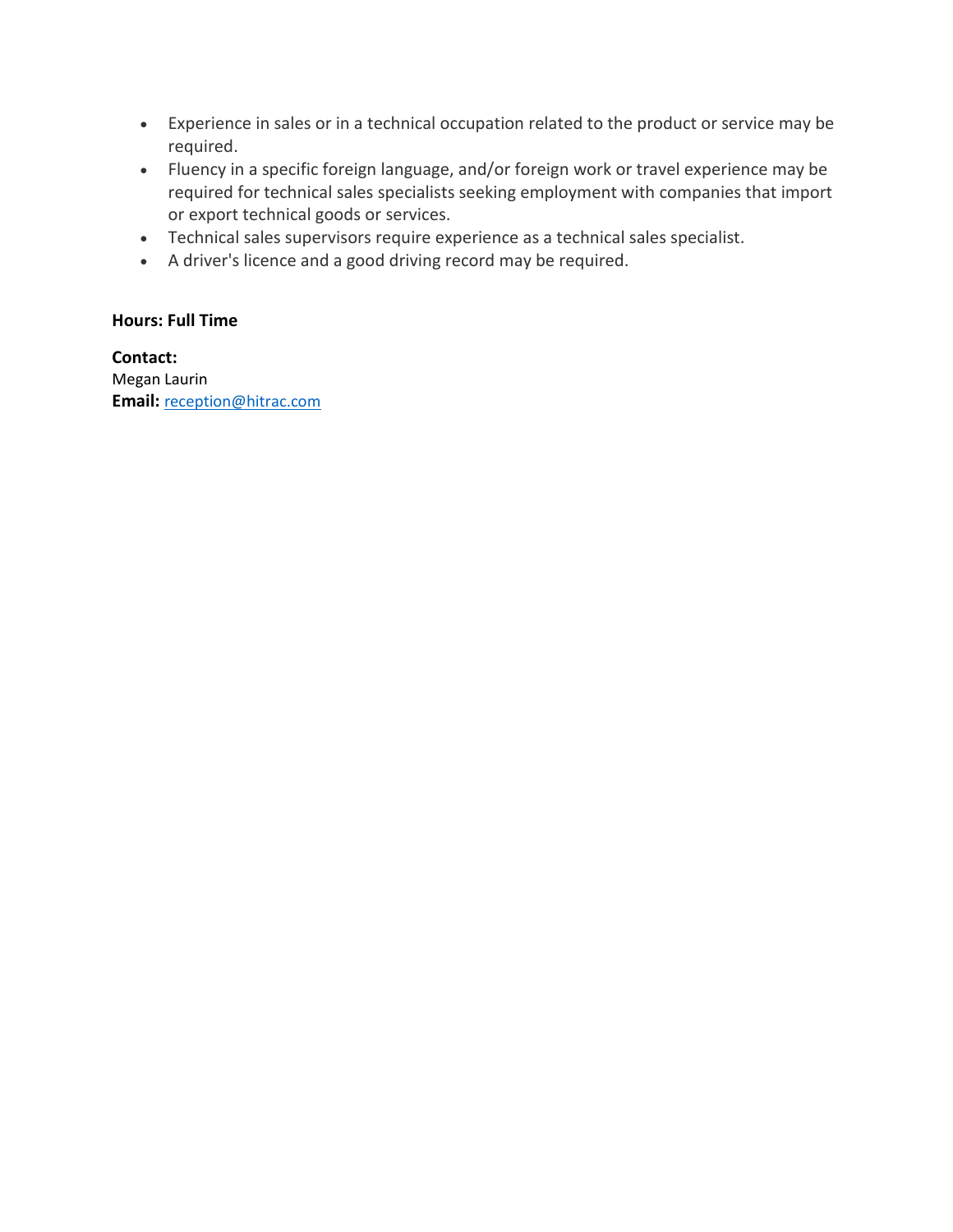- Experience in sales or in a technical occupation related to the product or service may be required.
- Fluency in a specific foreign language, and/or foreign work or travel experience may be required for technical sales specialists seeking employment with companies that import or export technical goods or services.
- Technical sales supervisors require experience as a technical sales specialist.
- A driver's licence and a good driving record may be required.

**Hours: Full Time**

**Contact:**
Megan Laurin
**Email:** reception@hitrac.com